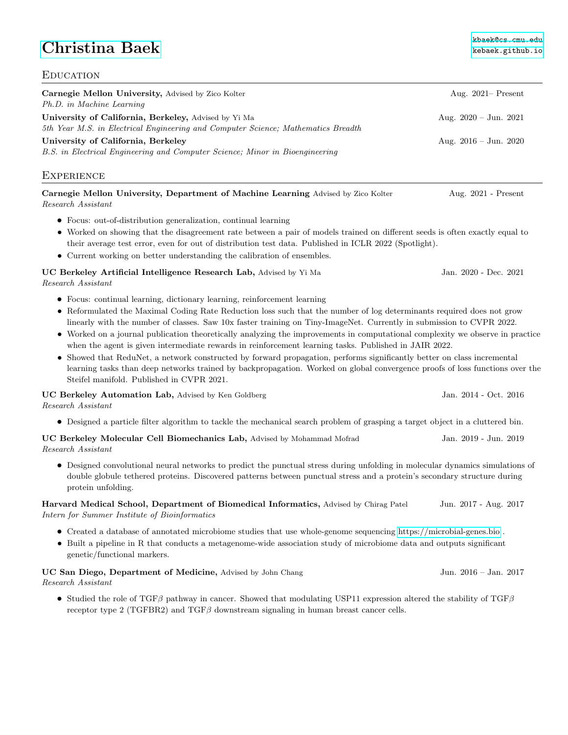# Christina Baek

kbaek@cs.cmu.edu
kebaek.github.io

## Education

**Carnegie Mellon University,** Advised by Zico Kolter — Aug. 2021– Present
*Ph.D. in Machine Learning*

**University of California, Berkeley,** Advised by Yi Ma — Aug. 2020 – Jun. 2021
*5th Year M.S. in Electrical Engineering and Computer Science; Mathematics Breadth*

**University of California, Berkeley** — Aug. 2016 – Jun. 2020
*B.S. in Electrical Engineering and Computer Science; Minor in Bioengineering*

## Experience

**Carnegie Mellon University, Department of Machine Learning** Advised by Zico Kolter — Aug. 2021 - Present
*Research Assistant*

- Focus: out-of-distribution generalization, continual learning
- Worked on showing that the disagreement rate between a pair of models trained on different seeds is often exactly equal to their average test error, even for out of distribution test data. Published in ICLR 2022 (Spotlight).
- Current working on better understanding the calibration of ensembles.

**UC Berkeley Artificial Intelligence Research Lab,** Advised by Yi Ma — Jan. 2020 - Dec. 2021
*Research Assistant*

- Focus: continual learning, dictionary learning, reinforcement learning
- Reformulated the Maximal Coding Rate Reduction loss such that the number of log determinants required does not grow linearly with the number of classes. Saw 10x faster training on Tiny-ImageNet. Currently in submission to CVPR 2022.
- Worked on a journal publication theoretically analyzing the improvements in computational complexity we observe in practice when the agent is given intermediate rewards in reinforcement learning tasks. Published in JAIR 2022.
- Showed that ReduNet, a network constructed by forward propagation, performs significantly better on class incremental learning tasks than deep networks trained by backpropagation. Worked on global convergence proofs of loss functions over the Steifel manifold. Published in CVPR 2021.

**UC Berkeley Automation Lab,** Advised by Ken Goldberg — Jan. 2014 - Oct. 2016
*Research Assistant*

- Designed a particle filter algorithm to tackle the mechanical search problem of grasping a target object in a cluttered bin.

**UC Berkeley Molecular Cell Biomechanics Lab,** Advised by Mohammad Mofrad — Jan. 2019 - Jun. 2019
*Research Assistant*

- Designed convolutional neural networks to predict the punctual stress during unfolding in molecular dynamics simulations of double globule tethered proteins. Discovered patterns between punctual stress and a protein's secondary structure during protein unfolding.

**Harvard Medical School, Department of Biomedical Informatics,** Advised by Chirag Patel — Jun. 2017 - Aug. 2017
*Intern for Summer Institute of Bioinformatics*

- Created a database of annotated microbiome studies that use whole-genome sequencing https://microbial-genes.bio .
- Built a pipeline in R that conducts a metagenome-wide association study of microbiome data and outputs significant genetic/functional markers.

**UC San Diego, Department of Medicine,** Advised by John Chang — Jun. 2016 – Jan. 2017
*Research Assistant*

- Studied the role of TGF$\beta$ pathway in cancer. Showed that modulating USP11 expression altered the stability of TGF$\beta$ receptor type 2 (TGFBR2) and TGF$\beta$ downstream signaling in human breast cancer cells.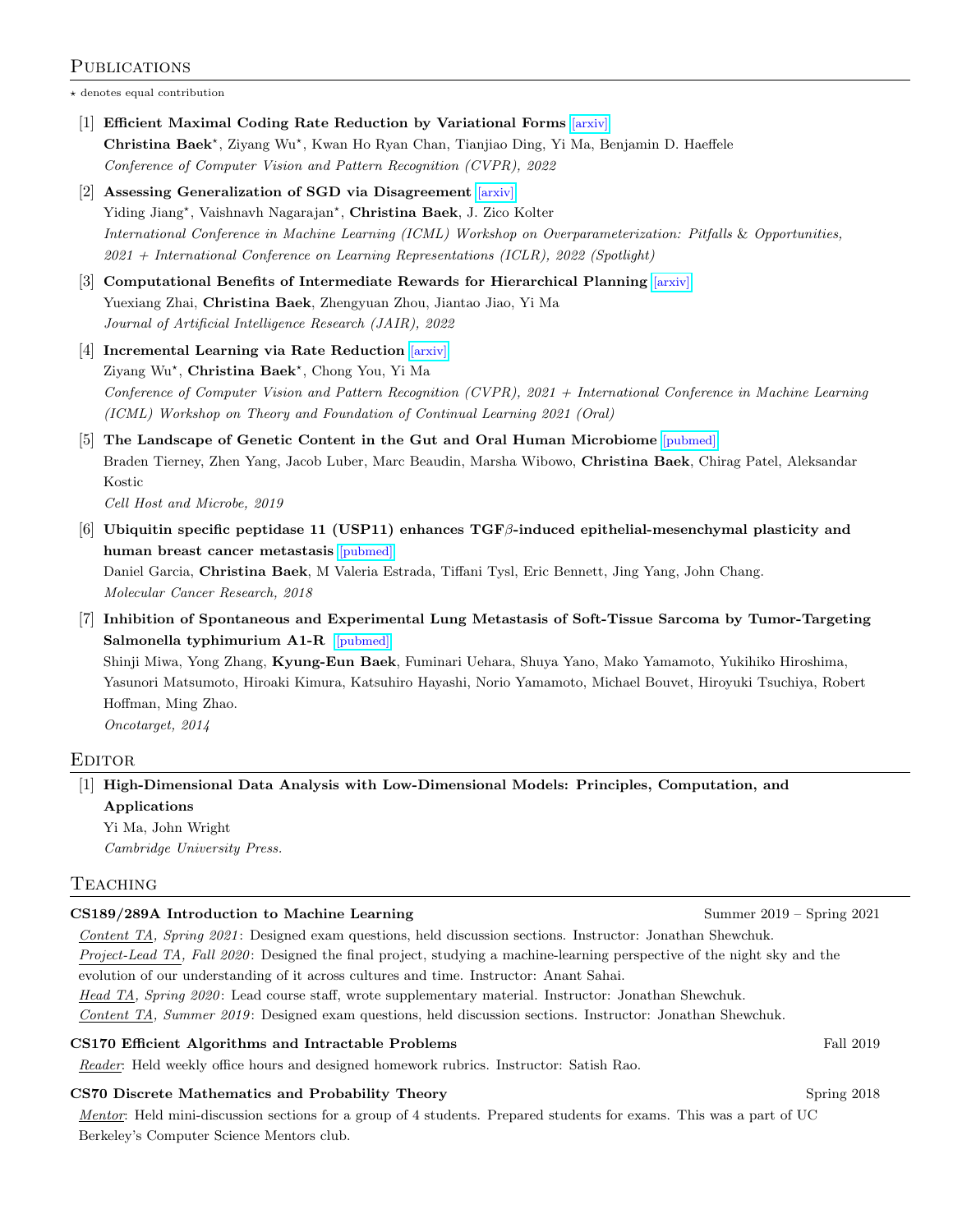## Publications

⋆ denotes equal contribution

[1] **Efficient Maximal Coding Rate Reduction by Variational Forms** [arxiv]
**Christina Baek**⋆, Ziyang Wu⋆, Kwan Ho Ryan Chan, Tianjiao Ding, Yi Ma, Benjamin D. Haeffele
*Conference of Computer Vision and Pattern Recognition (CVPR), 2022*

[2] **Assessing Generalization of SGD via Disagreement** [arxiv]
Yiding Jiang⋆, Vaishnavh Nagarajan⋆, **Christina Baek**, J. Zico Kolter
*International Conference in Machine Learning (ICML) Workshop on Overparameterization: Pitfalls & Opportunities, 2021 + International Conference on Learning Representations (ICLR), 2022 (Spotlight)*

[3] **Computational Benefits of Intermediate Rewards for Hierarchical Planning** [arxiv]
Yuexiang Zhai, **Christina Baek**, Zhengyuan Zhou, Jiantao Jiao, Yi Ma
*Journal of Artificial Intelligence Research (JAIR), 2022*

[4] **Incremental Learning via Rate Reduction** [arxiv]
Ziyang Wu⋆, **Christina Baek**⋆, Chong You, Yi Ma
*Conference of Computer Vision and Pattern Recognition (CVPR), 2021 + International Conference in Machine Learning (ICML) Workshop on Theory and Foundation of Continual Learning 2021 (Oral)*

[5] **The Landscape of Genetic Content in the Gut and Oral Human Microbiome** [pubmed]
Braden Tierney, Zhen Yang, Jacob Luber, Marc Beaudin, Marsha Wibowo, **Christina Baek**, Chirag Patel, Aleksandar Kostic
*Cell Host and Microbe, 2019*

[6] **Ubiquitin specific peptidase 11 (USP11) enhances TGF$\beta$-induced epithelial-mesenchymal plasticity and human breast cancer metastasis** [pubmed]
Daniel Garcia, **Christina Baek**, M Valeria Estrada, Tiffani Tysl, Eric Bennett, Jing Yang, John Chang.
*Molecular Cancer Research, 2018*

[7] **Inhibition of Spontaneous and Experimental Lung Metastasis of Soft-Tissue Sarcoma by Tumor-Targeting Salmonella typhimurium A1-R** [pubmed]
Shinji Miwa, Yong Zhang, **Kyung-Eun Baek**, Fuminari Uehara, Shuya Yano, Mako Yamamoto, Yukihiko Hiroshima, Yasunori Matsumoto, Hiroaki Kimura, Katsuhiro Hayashi, Norio Yamamoto, Michael Bouvet, Hiroyuki Tsuchiya, Robert Hoffman, Ming Zhao.
*Oncotarget, 2014*

## Editor

[1] **High-Dimensional Data Analysis with Low-Dimensional Models: Principles, Computation, and Applications**
Yi Ma, John Wright
*Cambridge University Press.*

## Teaching

**CS189/289A Introduction to Machine Learning** — Summer 2019 – Spring 2021

*Content TA, Spring 2021*: Designed exam questions, held discussion sections. Instructor: Jonathan Shewchuk.
*Project-Lead TA, Fall 2020*: Designed the final project, studying a machine-learning perspective of the night sky and the evolution of our understanding of it across cultures and time. Instructor: Anant Sahai.
*Head TA, Spring 2020*: Lead course staff, wrote supplementary material. Instructor: Jonathan Shewchuk.
*Content TA, Summer 2019*: Designed exam questions, held discussion sections. Instructor: Jonathan Shewchuk.

**CS170 Efficient Algorithms and Intractable Problems** — Fall 2019

*Reader*: Held weekly office hours and designed homework rubrics. Instructor: Satish Rao.

**CS70 Discrete Mathematics and Probability Theory** — Spring 2018

*Mentor*: Held mini-discussion sections for a group of 4 students. Prepared students for exams. This was a part of UC Berkeley's Computer Science Mentors club.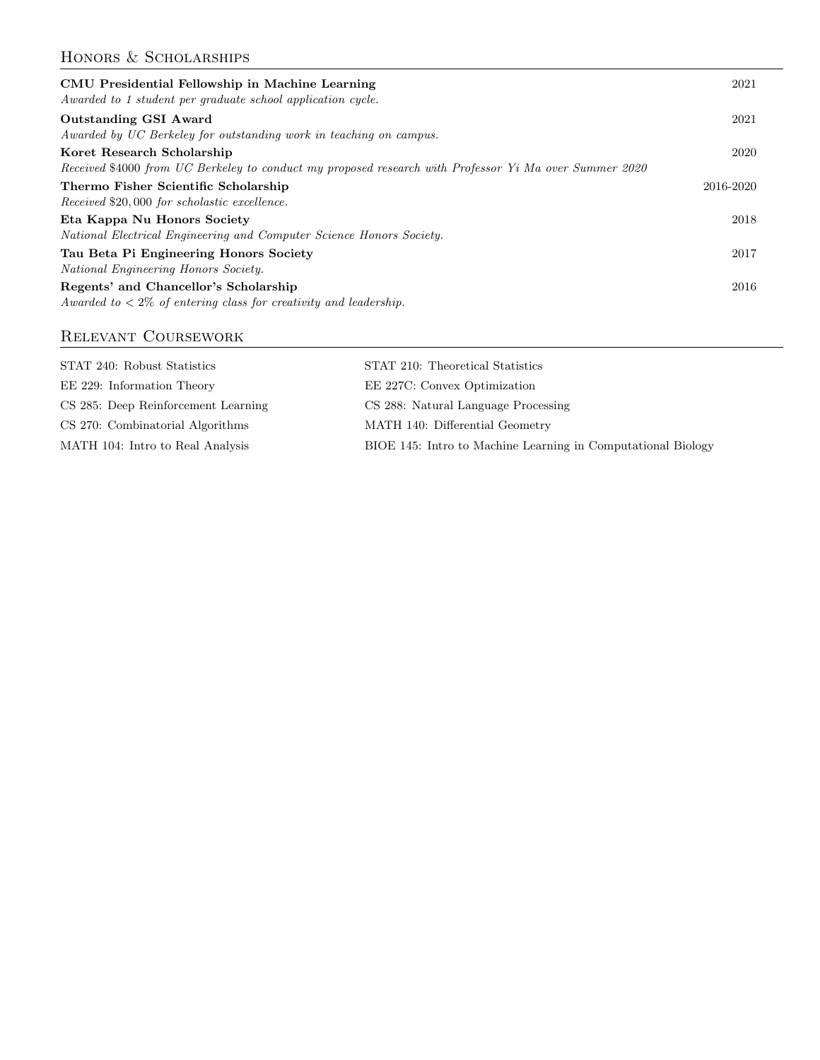## Honors & Scholarships

**CMU Presidential Fellowship in Machine Learning** 2021
*Awarded to 1 student per graduate school application cycle.*

**Outstanding GSI Award** 2021
*Awarded by UC Berkeley for outstanding work in teaching on campus.*

**Koret Research Scholarship** 2020
*Received $4000 from UC Berkeley to conduct my proposed research with Professor Yi Ma over Summer 2020*

**Thermo Fisher Scientific Scholarship** 2016-2020
*Received $20,000 for scholastic excellence.*

**Eta Kappa Nu Honors Society** 2018
*National Electrical Engineering and Computer Science Honors Society.*

**Tau Beta Pi Engineering Honors Society** 2017
*National Engineering Honors Society.*

**Regents' and Chancellor's Scholarship** 2016
*Awarded to $< 2\%$ of entering class for creativity and leadership.*

## Relevant Coursework

- STAT 240: Robust Statistics
- STAT 210: Theoretical Statistics
- EE 229: Information Theory
- EE 227C: Convex Optimization
- CS 285: Deep Reinforcement Learning
- CS 288: Natural Language Processing
- CS 270: Combinatorial Algorithms
- MATH 140: Differential Geometry
- MATH 104: Intro to Real Analysis
- BIOE 145: Intro to Machine Learning in Computational Biology